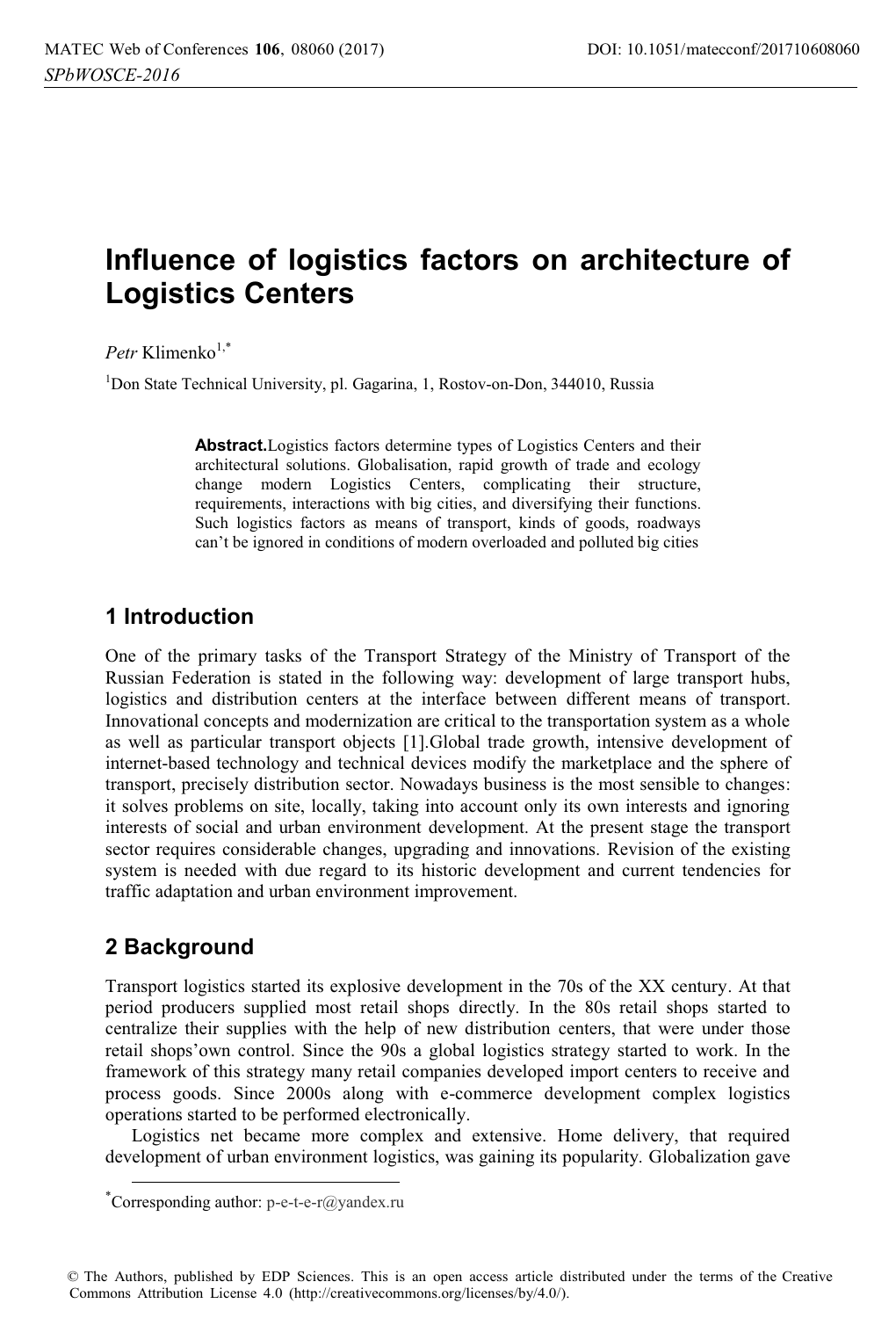# Influence of logistics factors on architecture of Logistics Centers

*Petr* Klimenko[1,*]

[1]Don State Technical University, pl. Gagarina, 1, Rostov-on-Don, 344010, Russia

**Abstract.**Logistics factors determine types of Logistics Centers and their architectural solutions. Globalisation, rapid growth of trade and ecology change modern Logistics Centers, complicating their structure, requirements, interactions with big cities, and diversifying their functions. Such logistics factors as means of transport, kinds of goods, roadways can't be ignored in conditions of modern overloaded and polluted big cities

## 1 Introduction

One of the primary tasks of the Transport Strategy of the Ministry of Transport of the Russian Federation is stated in the following way: development of large transport hubs, logistics and distribution centers at the interface between different means of transport. Innovational concepts and modernization are critical to the transportation system as a whole as well as particular transport objects [1].Global trade growth, intensive development of internet-based technology and technical devices modify the marketplace and the sphere of transport, precisely distribution sector. Nowadays business is the most sensible to changes: it solves problems on site, locally, taking into account only its own interests and ignoring interests of social and urban environment development. At the present stage the transport sector requires considerable changes, upgrading and innovations. Revision of the existing system is needed with due regard to its historic development and current tendencies for traffic adaptation and urban environment improvement.

## 2 Background

Transport logistics started its explosive development in the 70s of the XX century. At that period producers supplied most retail shops directly. In the 80s retail shops started to centralize their supplies with the help of new distribution centers, that were under those retail shops'own control. Since the 90s a global logistics strategy started to work. In the framework of this strategy many retail companies developed import centers to receive and process goods. Since 2000s along with e-commerce development complex logistics operations started to be performed electronically.

Logistics net became more complex and extensive. Home delivery, that required development of urban environment logistics, was gaining its popularity. Globalization gave

*Corresponding author: p-e-t-e-r@yandex.ru

© The Authors, published by EDP Sciences. This is an open access article distributed under the terms of the Creative Commons Attribution License 4.0 (http://creativecommons.org/licenses/by/4.0/).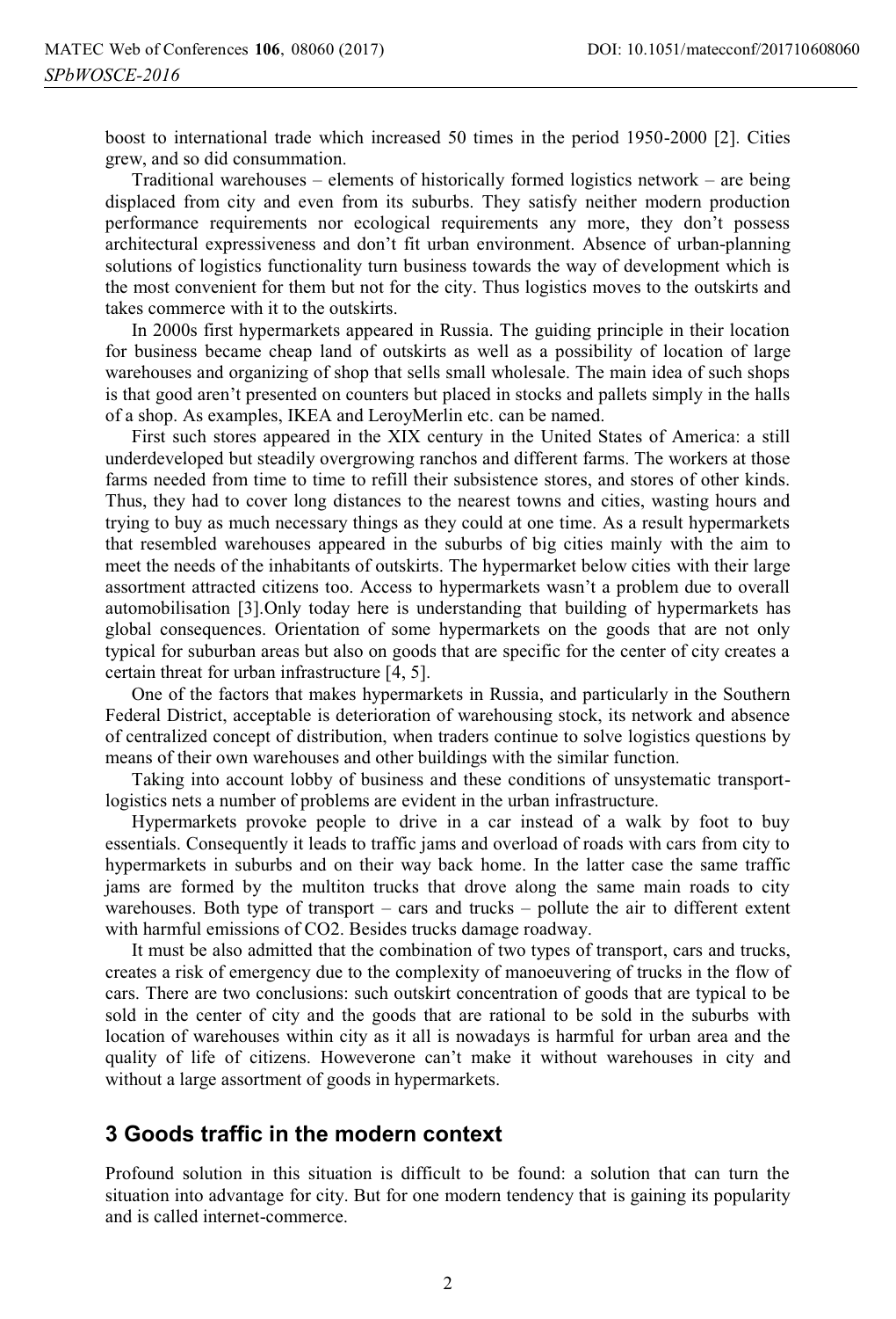boost to international trade which increased 50 times in the period 1950-2000 [2]. Cities grew, and so did consummation.

Traditional warehouses – elements of historically formed logistics network – are being displaced from city and even from its suburbs. They satisfy neither modern production performance requirements nor ecological requirements any more, they don't possess architectural expressiveness and don't fit urban environment. Absence of urban-planning solutions of logistics functionality turn business towards the way of development which is the most convenient for them but not for the city. Thus logistics moves to the outskirts and takes commerce with it to the outskirts.

In 2000s first hypermarkets appeared in Russia. The guiding principle in their location for business became cheap land of outskirts as well as a possibility of location of large warehouses and organizing of shop that sells small wholesale. The main idea of such shops is that good aren't presented on counters but placed in stocks and pallets simply in the halls of a shop. As examples, IKEA and LeroyMerlin etc. can be named.

First such stores appeared in the XIX century in the United States of America: a still underdeveloped but steadily overgrowing ranchos and different farms. The workers at those farms needed from time to time to refill their subsistence stores, and stores of other kinds. Thus, they had to cover long distances to the nearest towns and cities, wasting hours and trying to buy as much necessary things as they could at one time. As a result hypermarkets that resembled warehouses appeared in the suburbs of big cities mainly with the aim to meet the needs of the inhabitants of outskirts. The hypermarket below cities with their large assortment attracted citizens too. Access to hypermarkets wasn't a problem due to overall automobilisation [3].Only today here is understanding that building of hypermarkets has global consequences. Orientation of some hypermarkets on the goods that are not only typical for suburban areas but also on goods that are specific for the center of city creates a certain threat for urban infrastructure [4, 5].

One of the factors that makes hypermarkets in Russia, and particularly in the Southern Federal District, acceptable is deterioration of warehousing stock, its network and absence of centralized concept of distribution, when traders continue to solve logistics questions by means of their own warehouses and other buildings with the similar function.

Taking into account lobby of business and these conditions of unsystematic transport-logistics nets a number of problems are evident in the urban infrastructure.

Hypermarkets provoke people to drive in a car instead of a walk by foot to buy essentials. Consequently it leads to traffic jams and overload of roads with cars from city to hypermarkets in suburbs and on their way back home. In the latter case the same traffic jams are formed by the multiton trucks that drove along the same main roads to city warehouses. Both type of transport – cars and trucks – pollute the air to different extent with harmful emissions of $CO_2$. Besides trucks damage roadway.

It must be also admitted that the combination of two types of transport, cars and trucks, creates a risk of emergency due to the complexity of manoeuvering of trucks in the flow of cars. There are two conclusions: such outskirt concentration of goods that are typical to be sold in the center of city and the goods that are rational to be sold in the suburbs with location of warehouses within city as it all is nowadays is harmful for urban area and the quality of life of citizens. Howeverone can't make it without warehouses in city and without a large assortment of goods in hypermarkets.

## 3 Goods traffic in the modern context

Profound solution in this situation is difficult to be found: a solution that can turn the situation into advantage for city. But for one modern tendency that is gaining its popularity and is called internet-commerce.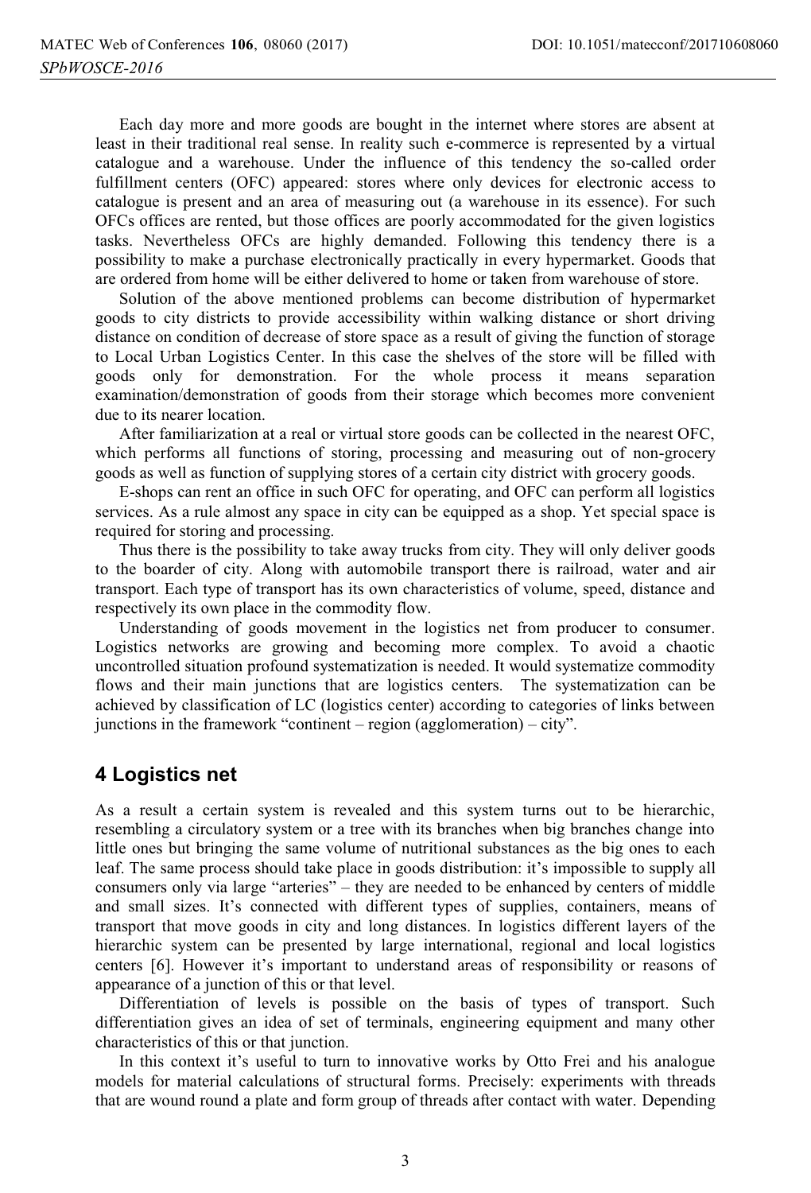Each day more and more goods are bought in the internet where stores are absent at least in their traditional real sense. In reality such e-commerce is represented by a virtual catalogue and a warehouse. Under the influence of this tendency the so-called order fulfillment centers (OFC) appeared: stores where only devices for electronic access to catalogue is present and an area of measuring out (a warehouse in its essence). For such OFCs offices are rented, but those offices are poorly accommodated for the given logistics tasks. Nevertheless OFCs are highly demanded. Following this tendency there is a possibility to make a purchase electronically practically in every hypermarket. Goods that are ordered from home will be either delivered to home or taken from warehouse of store.

Solution of the above mentioned problems can become distribution of hypermarket goods to city districts to provide accessibility within walking distance or short driving distance on condition of decrease of store space as a result of giving the function of storage to Local Urban Logistics Center. In this case the shelves of the store will be filled with goods only for demonstration. For the whole process it means separation examination/demonstration of goods from their storage which becomes more convenient due to its nearer location.

After familiarization at a real or virtual store goods can be collected in the nearest OFC, which performs all functions of storing, processing and measuring out of non-grocery goods as well as function of supplying stores of a certain city district with grocery goods.

E-shops can rent an office in such OFC for operating, and OFC can perform all logistics services. As a rule almost any space in city can be equipped as a shop. Yet special space is required for storing and processing.

Thus there is the possibility to take away trucks from city. They will only deliver goods to the boarder of city. Along with automobile transport there is railroad, water and air transport. Each type of transport has its own characteristics of volume, speed, distance and respectively its own place in the commodity flow.

Understanding of goods movement in the logistics net from producer to consumer. Logistics networks are growing and becoming more complex. To avoid a chaotic uncontrolled situation profound systematization is needed. It would systematize commodity flows and their main junctions that are logistics centers. The systematization can be achieved by classification of LC (logistics center) according to categories of links between junctions in the framework "continent – region (agglomeration) – city".

## 4 Logistics net

As a result a certain system is revealed and this system turns out to be hierarchic, resembling a circulatory system or a tree with its branches when big branches change into little ones but bringing the same volume of nutritional substances as the big ones to each leaf. The same process should take place in goods distribution: it's impossible to supply all consumers only via large "arteries" – they are needed to be enhanced by centers of middle and small sizes. It's connected with different types of supplies, containers, means of transport that move goods in city and long distances. In logistics different layers of the hierarchic system can be presented by large international, regional and local logistics centers [6]. However it's important to understand areas of responsibility or reasons of appearance of a junction of this or that level.

Differentiation of levels is possible on the basis of types of transport. Such differentiation gives an idea of set of terminals, engineering equipment and many other characteristics of this or that junction.

In this context it's useful to turn to innovative works by Otto Frei and his analogue models for material calculations of structural forms. Precisely: experiments with threads that are wound round a plate and form group of threads after contact with water. Depending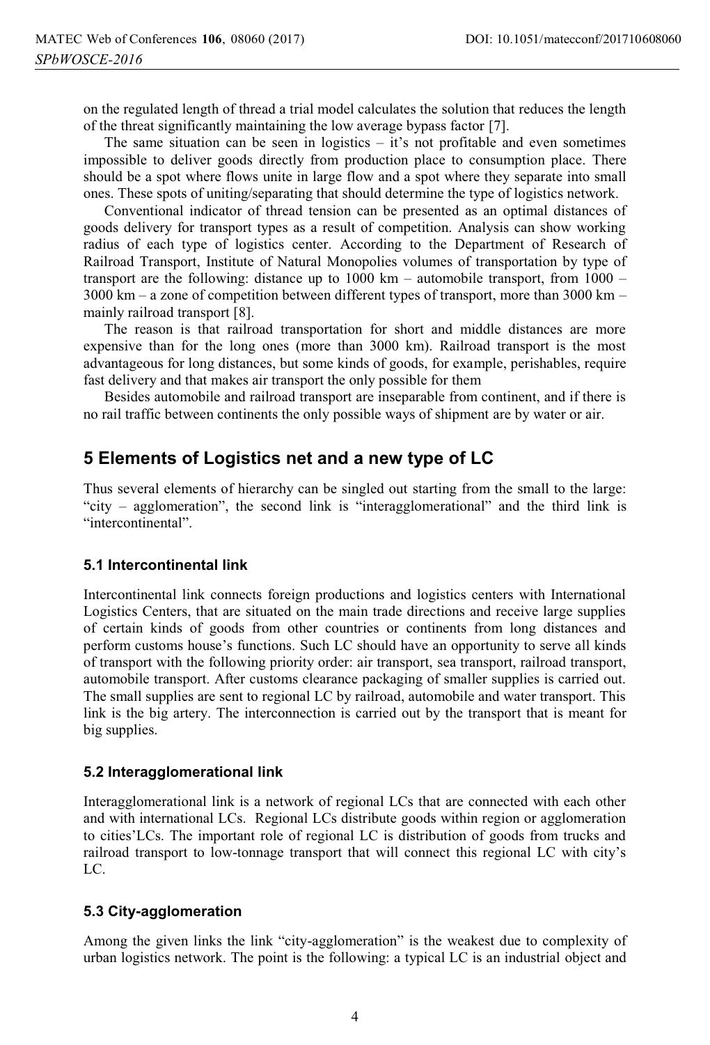on the regulated length of thread a trial model calculates the solution that reduces the length of the threat significantly maintaining the low average bypass factor [7].

The same situation can be seen in logistics – it's not profitable and even sometimes impossible to deliver goods directly from production place to consumption place. There should be a spot where flows unite in large flow and a spot where they separate into small ones. These spots of uniting/separating that should determine the type of logistics network.

Conventional indicator of thread tension can be presented as an optimal distances of goods delivery for transport types as a result of competition. Analysis can show working radius of each type of logistics center. According to the Department of Research of Railroad Transport, Institute of Natural Monopolies volumes of transportation by type of transport are the following: distance up to 1000 km – automobile transport, from 1000 – 3000 km – a zone of competition between different types of transport, more than 3000 km – mainly railroad transport [8].

The reason is that railroad transportation for short and middle distances are more expensive than for the long ones (more than 3000 km). Railroad transport is the most advantageous for long distances, but some kinds of goods, for example, perishables, require fast delivery and that makes air transport the only possible for them

Besides automobile and railroad transport are inseparable from continent, and if there is no rail traffic between continents the only possible ways of shipment are by water or air.

## 5 Elements of Logistics net and a new type of LC

Thus several elements of hierarchy can be singled out starting from the small to the large: "city – agglomeration", the second link is "interagglomerational" and the third link is "intercontinental".

### 5.1 Intercontinental link

Intercontinental link connects foreign productions and logistics centers with International Logistics Centers, that are situated on the main trade directions and receive large supplies of certain kinds of goods from other countries or continents from long distances and perform customs house's functions. Such LC should have an opportunity to serve all kinds of transport with the following priority order: air transport, sea transport, railroad transport, automobile transport. After customs clearance packaging of smaller supplies is carried out. The small supplies are sent to regional LC by railroad, automobile and water transport. This link is the big artery. The interconnection is carried out by the transport that is meant for big supplies.

### 5.2 Interagglomerational link

Interagglomerational link is a network of regional LCs that are connected with each other and with international LCs. Regional LCs distribute goods within region or agglomeration to cities'LCs. The important role of regional LC is distribution of goods from trucks and railroad transport to low-tonnage transport that will connect this regional LC with city's LC.

### 5.3 City-agglomeration

Among the given links the link "city-agglomeration" is the weakest due to complexity of urban logistics network. The point is the following: a typical LC is an industrial object and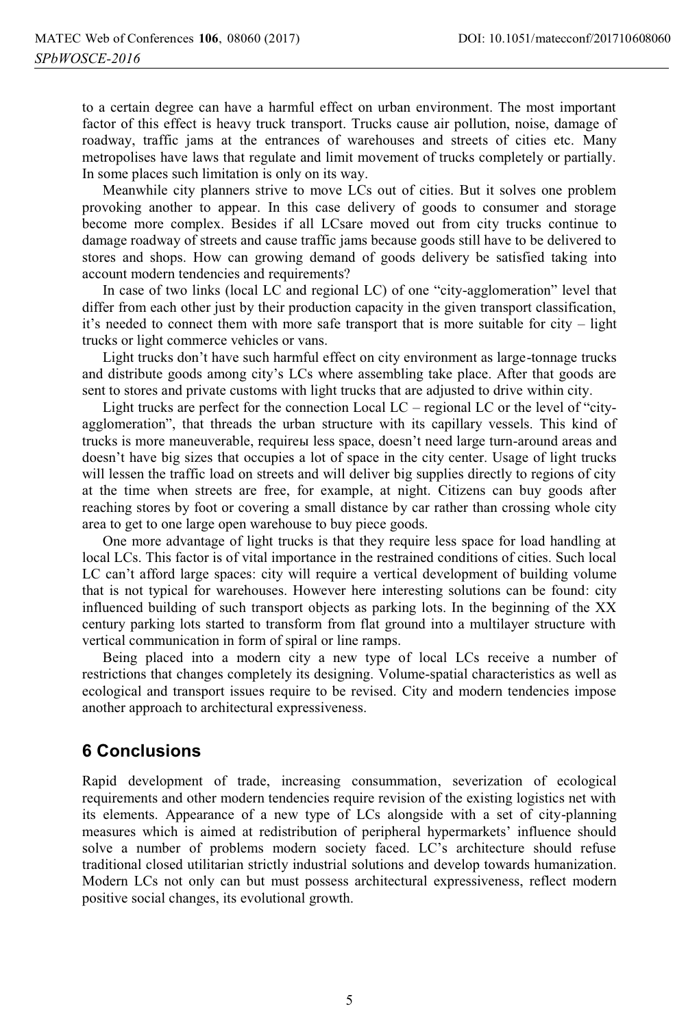to a certain degree can have a harmful effect on urban environment. The most important factor of this effect is heavy truck transport. Trucks cause air pollution, noise, damage of roadway, traffic jams at the entrances of warehouses and streets of cities etc. Many metropolises have laws that regulate and limit movement of trucks completely or partially. In some places such limitation is only on its way.

Meanwhile city planners strive to move LCs out of cities. But it solves one problem provoking another to appear. In this case delivery of goods to consumer and storage become more complex. Besides if all LCsare moved out from city trucks continue to damage roadway of streets and cause traffic jams because goods still have to be delivered to stores and shops. How can growing demand of goods delivery be satisfied taking into account modern tendencies and requirements?

In case of two links (local LC and regional LC) of one "city-agglomeration" level that differ from each other just by their production capacity in the given transport classification, it's needed to connect them with more safe transport that is more suitable for city – light trucks or light commerce vehicles or vans.

Light trucks don't have such harmful effect on city environment as large-tonnage trucks and distribute goods among city's LCs where assembling take place. After that goods are sent to stores and private customs with light trucks that are adjusted to drive within city.

Light trucks are perfect for the connection Local LC – regional LC or the level of "city-agglomeration", that threads the urban structure with its capillary vessels. This kind of trucks is more maneuverable, requireы less space, doesn't need large turn-around areas and doesn't have big sizes that occupies a lot of space in the city center. Usage of light trucks will lessen the traffic load on streets and will deliver big supplies directly to regions of city at the time when streets are free, for example, at night. Citizens can buy goods after reaching stores by foot or covering a small distance by car rather than crossing whole city area to get to one large open warehouse to buy piece goods.

One more advantage of light trucks is that they require less space for load handling at local LCs. This factor is of vital importance in the restrained conditions of cities. Such local LC can't afford large spaces: city will require a vertical development of building volume that is not typical for warehouses. However here interesting solutions can be found: city influenced building of such transport objects as parking lots. In the beginning of the XX century parking lots started to transform from flat ground into a multilayer structure with vertical communication in form of spiral or line ramps.

Being placed into a modern city a new type of local LCs receive a number of restrictions that changes completely its designing. Volume-spatial characteristics as well as ecological and transport issues require to be revised. City and modern tendencies impose another approach to architectural expressiveness.

## 6 Conclusions

Rapid development of trade, increasing consummation, severization of ecological requirements and other modern tendencies require revision of the existing logistics net with its elements. Appearance of a new type of LCs alongside with a set of city-planning measures which is aimed at redistribution of peripheral hypermarkets' influence should solve a number of problems modern society faced. LC's architecture should refuse traditional closed utilitarian strictly industrial solutions and develop towards humanization. Modern LCs not only can but must possess architectural expressiveness, reflect modern positive social changes, its evolutional growth.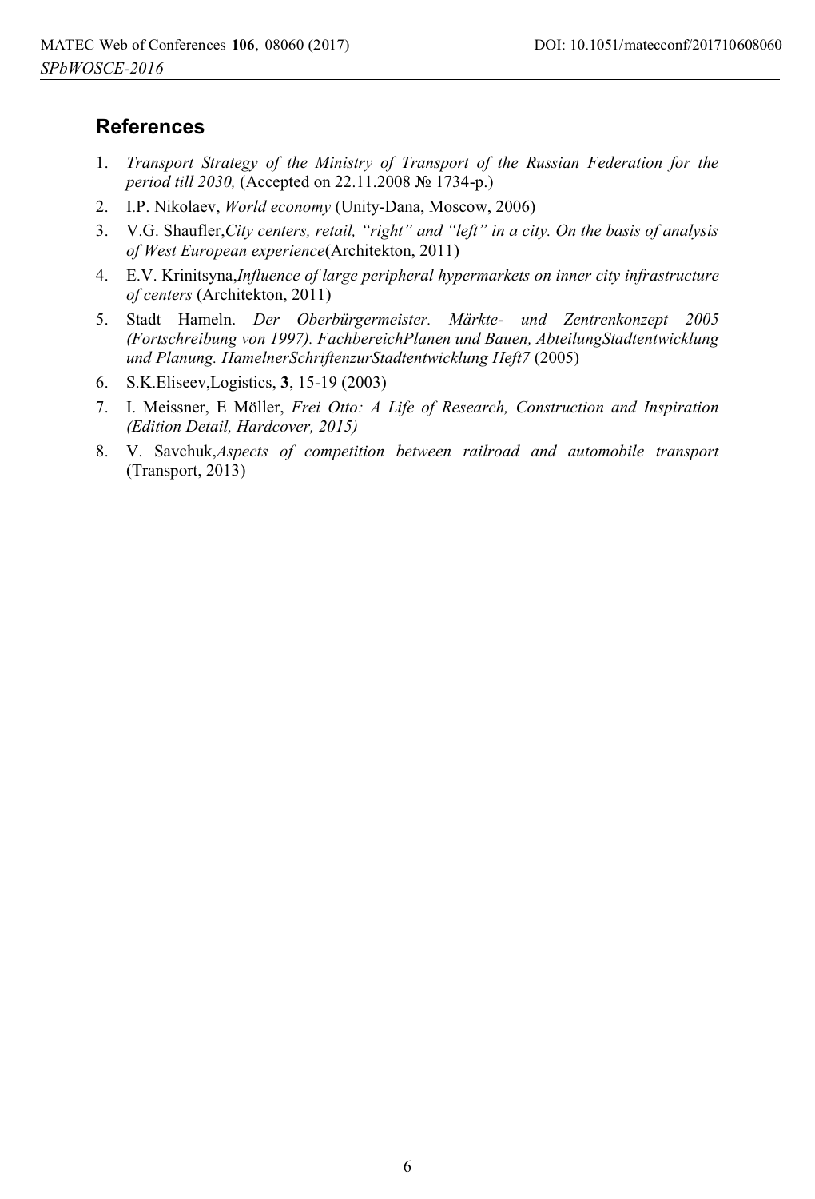## References

1. *Transport Strategy of the Ministry of Transport of the Russian Federation for the period till 2030,* (Accepted on 22.11.2008 № 1734-p.)
2. I.P. Nikolaev, *World economy* (Unity-Dana, Moscow, 2006)
3. V.G. Shaufler,*City centers, retail, "right" and "left" in a city. On the basis of analysis of West European experience*(Architekton, 2011)
4. E.V. Krinitsyna,*Influence of large peripheral hypermarkets on inner city infrastructure of centers* (Architekton, 2011)
5. Stadt Hameln. *Der Oberbürgermeister. Märkte- und Zentrenkonzept 2005 (Fortschreibung von 1997). FachbereichPlanen und Bauen, AbteilungStadtentwicklung und Planung. HamelnerSchriftenzurStadtentwicklung Heft7* (2005)
6. S.K.Eliseev,Logistics, **3**, 15-19 (2003)
7. I. Meissner, E Möller, *Frei Otto: A Life of Research, Construction and Inspiration (Edition Detail, Hardcover, 2015)*
8. V. Savchuk,*Aspects of competition between railroad and automobile transport* (Transport, 2013)